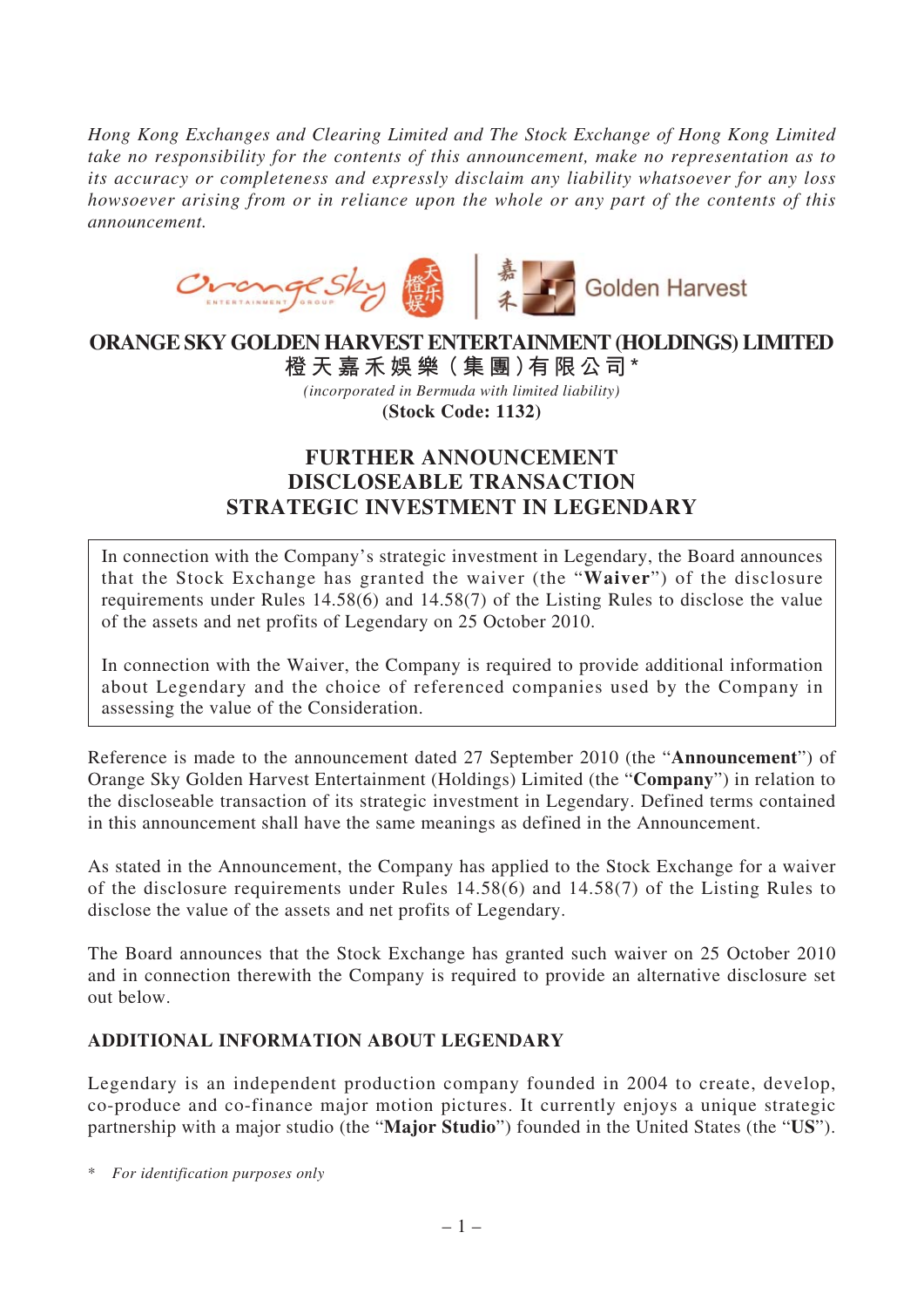*Hong Kong Exchanges and Clearing Limited and The Stock Exchange of Hong Kong Limited take no responsibility for the contents of this announcement, make no representation as to its accuracy or completeness and expressly disclaim any liability whatsoever for any loss howsoever arising from or in reliance upon the whole or any part of the contents of this announcement.*

# ORANGE SKY GOLDEN HARVEST ENTERTAINMENT (HOLDINGS) LIMITED

**橙天嘉禾娛樂（集團）有限公司\***

*(incorporated in Bermuda with limited liability)*

**(Stock Code: 1132)**

## FURTHER ANNOUNCEMENT
## DISCLOSEABLE TRANSACTION
## STRATEGIC INVESTMENT IN LEGENDARY

In connection with the Company's strategic investment in Legendary, the Board announces that the Stock Exchange has granted the waiver (the "**Waiver**") of the disclosure requirements under Rules 14.58(6) and 14.58(7) of the Listing Rules to disclose the value of the assets and net profits of Legendary on 25 October 2010.

In connection with the Waiver, the Company is required to provide additional information about Legendary and the choice of referenced companies used by the Company in assessing the value of the Consideration.

Reference is made to the announcement dated 27 September 2010 (the "**Announcement**") of Orange Sky Golden Harvest Entertainment (Holdings) Limited (the "**Company**") in relation to the discloseable transaction of its strategic investment in Legendary. Defined terms contained in this announcement shall have the same meanings as defined in the Announcement.

As stated in the Announcement, the Company has applied to the Stock Exchange for a waiver of the disclosure requirements under Rules 14.58(6) and 14.58(7) of the Listing Rules to disclose the value of the assets and net profits of Legendary.

The Board announces that the Stock Exchange has granted such waiver on 25 October 2010 and in connection therewith the Company is required to provide an alternative disclosure set out below.

### ADDITIONAL INFORMATION ABOUT LEGENDARY

Legendary is an independent production company founded in 2004 to create, develop, co-produce and co-finance major motion pictures. It currently enjoys a unique strategic partnership with a major studio (the "**Major Studio**") founded in the United States (the "**US**").

\* *For identification purposes only*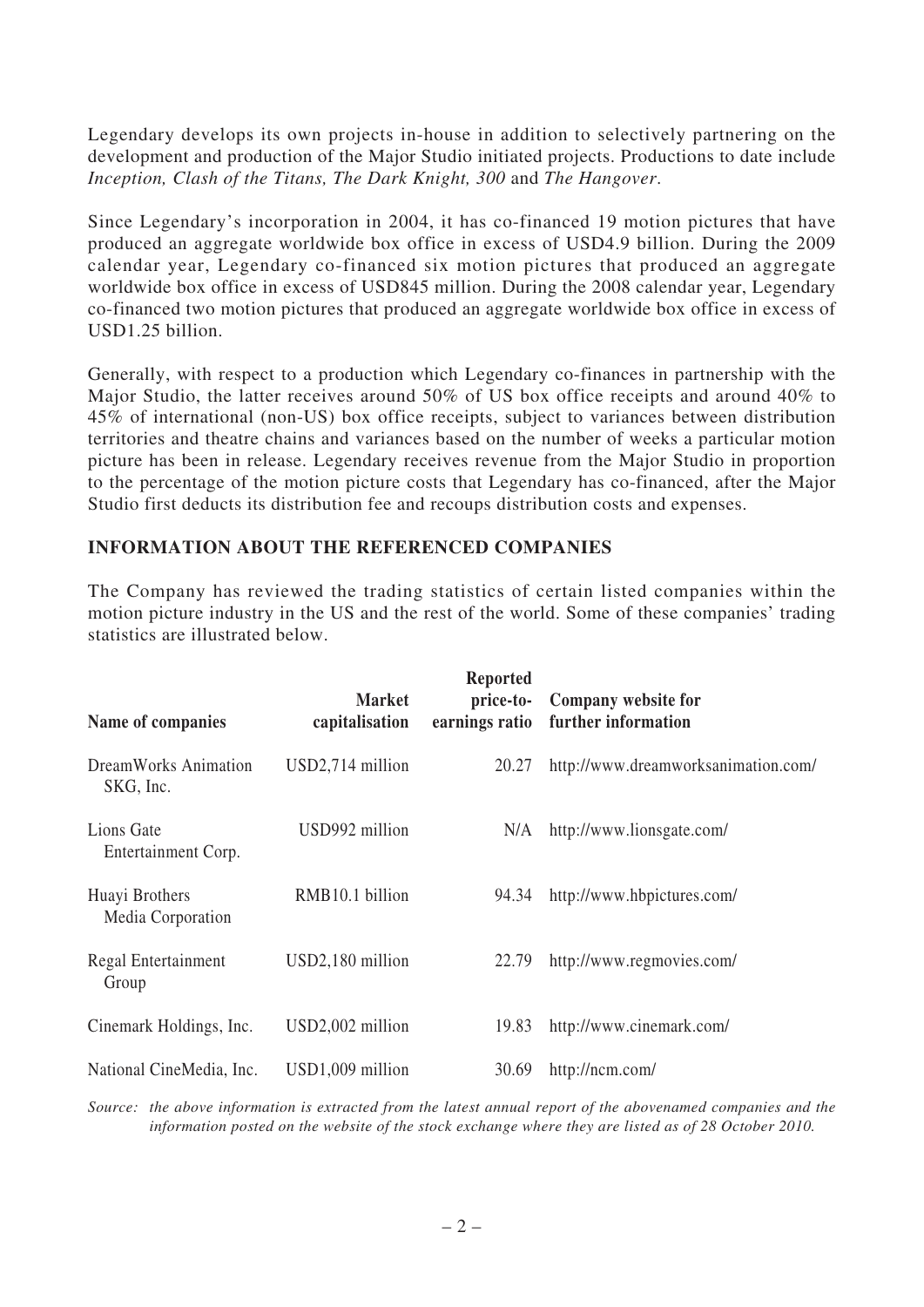Legendary develops its own projects in-house in addition to selectively partnering on the development and production of the Major Studio initiated projects. Productions to date include *Inception, Clash of the Titans, The Dark Knight, 300* and *The Hangover*.

Since Legendary's incorporation in 2004, it has co-financed 19 motion pictures that have produced an aggregate worldwide box office in excess of USD4.9 billion. During the 2009 calendar year, Legendary co-financed six motion pictures that produced an aggregate worldwide box office in excess of USD845 million. During the 2008 calendar year, Legendary co-financed two motion pictures that produced an aggregate worldwide box office in excess of USD1.25 billion.

Generally, with respect to a production which Legendary co-finances in partnership with the Major Studio, the latter receives around 50% of US box office receipts and around 40% to 45% of international (non-US) box office receipts, subject to variances between distribution territories and theatre chains and variances based on the number of weeks a particular motion picture has been in release. Legendary receives revenue from the Major Studio in proportion to the percentage of the motion picture costs that Legendary has co-financed, after the Major Studio first deducts its distribution fee and recoups distribution costs and expenses.

## INFORMATION ABOUT THE REFERENCED COMPANIES

The Company has reviewed the trading statistics of certain listed companies within the motion picture industry in the US and the rest of the world. Some of these companies' trading statistics are illustrated below.

| Name of companies | Market capitalisation | Reported price-to-earnings ratio | Company website for further information |
|---|---|---|---|
| DreamWorks Animation SKG, Inc. | USD2,714 million | 20.27 | http://www.dreamworksanimation.com/ |
| Lions Gate Entertainment Corp. | USD992 million | N/A | http://www.lionsgate.com/ |
| Huayi Brothers Media Corporation | RMB10.1 billion | 94.34 | http://www.hbpictures.com/ |
| Regal Entertainment Group | USD2,180 million | 22.79 | http://www.regmovies.com/ |
| Cinemark Holdings, Inc. | USD2,002 million | 19.83 | http://www.cinemark.com/ |
| National CineMedia, Inc. | USD1,009 million | 30.69 | http://ncm.com/ |

*Source: the above information is extracted from the latest annual report of the abovenamed companies and the information posted on the website of the stock exchange where they are listed as of 28 October 2010.*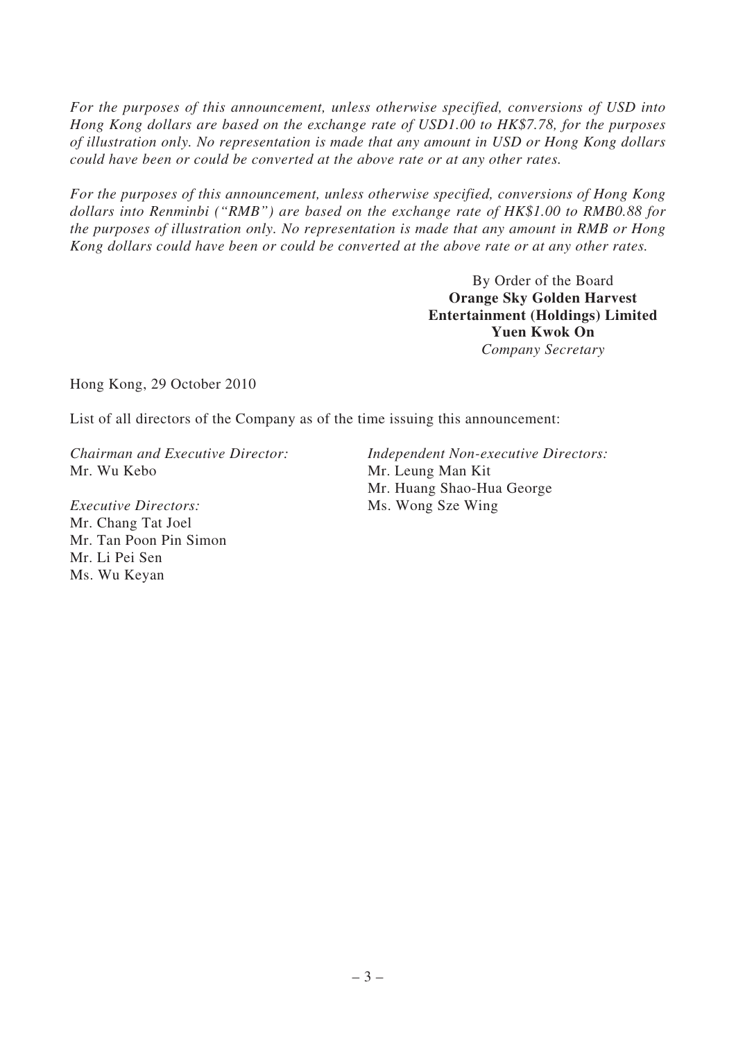*For the purposes of this announcement, unless otherwise specified, conversions of USD into Hong Kong dollars are based on the exchange rate of USD1.00 to HK$7.78, for the purposes of illustration only. No representation is made that any amount in USD or Hong Kong dollars could have been or could be converted at the above rate or at any other rates.*

*For the purposes of this announcement, unless otherwise specified, conversions of Hong Kong dollars into Renminbi ("RMB") are based on the exchange rate of HK$1.00 to RMB0.88 for the purposes of illustration only. No representation is made that any amount in RMB or Hong Kong dollars could have been or could be converted at the above rate or at any other rates.*

By Order of the Board
**Orange Sky Golden Harvest Entertainment (Holdings) Limited**
**Yuen Kwok On**
*Company Secretary*

Hong Kong, 29 October 2010

List of all directors of the Company as of the time issuing this announcement:

*Chairman and Executive Director:*
Mr. Wu Kebo

*Executive Directors:*
Mr. Chang Tat Joel
Mr. Tan Poon Pin Simon
Mr. Li Pei Sen
Ms. Wu Keyan

*Independent Non-executive Directors:*
Mr. Leung Man Kit
Mr. Huang Shao-Hua George
Ms. Wong Sze Wing